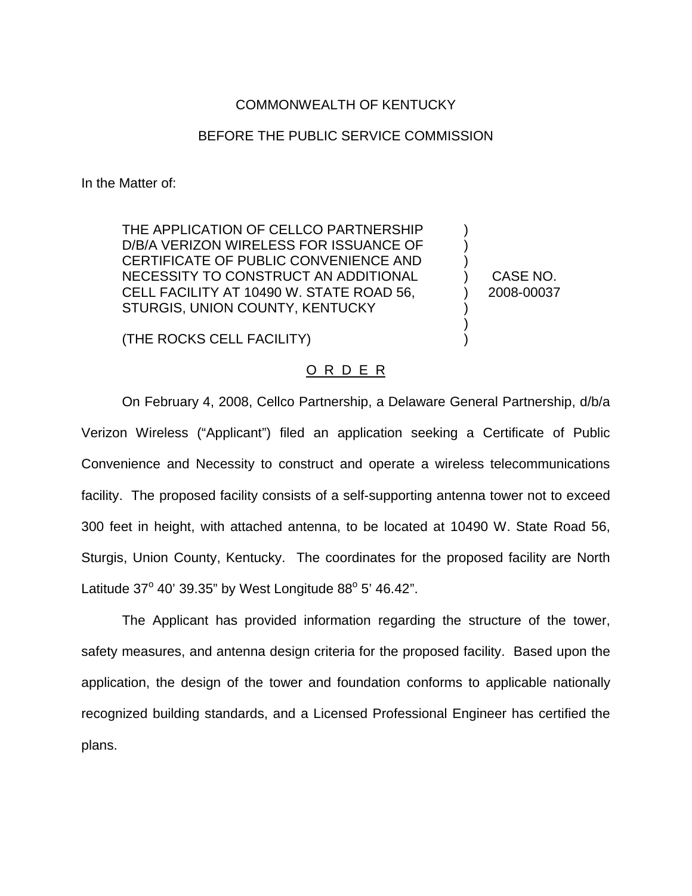COMMONWEALTH OF KENTUCKY

BEFORE THE PUBLIC SERVICE COMMISSION

In the Matter of:

THE APPLICATION OF CELLCO PARTNERSHIP D/B/A VERIZON WIRELESS FOR ISSUANCE OF CERTIFICATE OF PUBLIC CONVENIENCE AND NECESSITY TO CONSTRUCT AN ADDITIONAL CELL FACILITY AT 10490 W. STATE ROAD 56, STURGIS, UNION COUNTY, KENTUCKY

(THE ROCKS CELL FACILITY)

CASE NO. 2008-00037

# O R D E R

On February 4, 2008, Cellco Partnership, a Delaware General Partnership, d/b/a Verizon Wireless ("Applicant") filed an application seeking a Certificate of Public Convenience and Necessity to construct and operate a wireless telecommunications facility. The proposed facility consists of a self-supporting antenna tower not to exceed 300 feet in height, with attached antenna, to be located at 10490 W. State Road 56, Sturgis, Union County, Kentucky. The coordinates for the proposed facility are North Latitude 37° 40' 39.35" by West Longitude 88° 5' 46.42".

The Applicant has provided information regarding the structure of the tower, safety measures, and antenna design criteria for the proposed facility. Based upon the application, the design of the tower and foundation conforms to applicable nationally recognized building standards, and a Licensed Professional Engineer has certified the plans.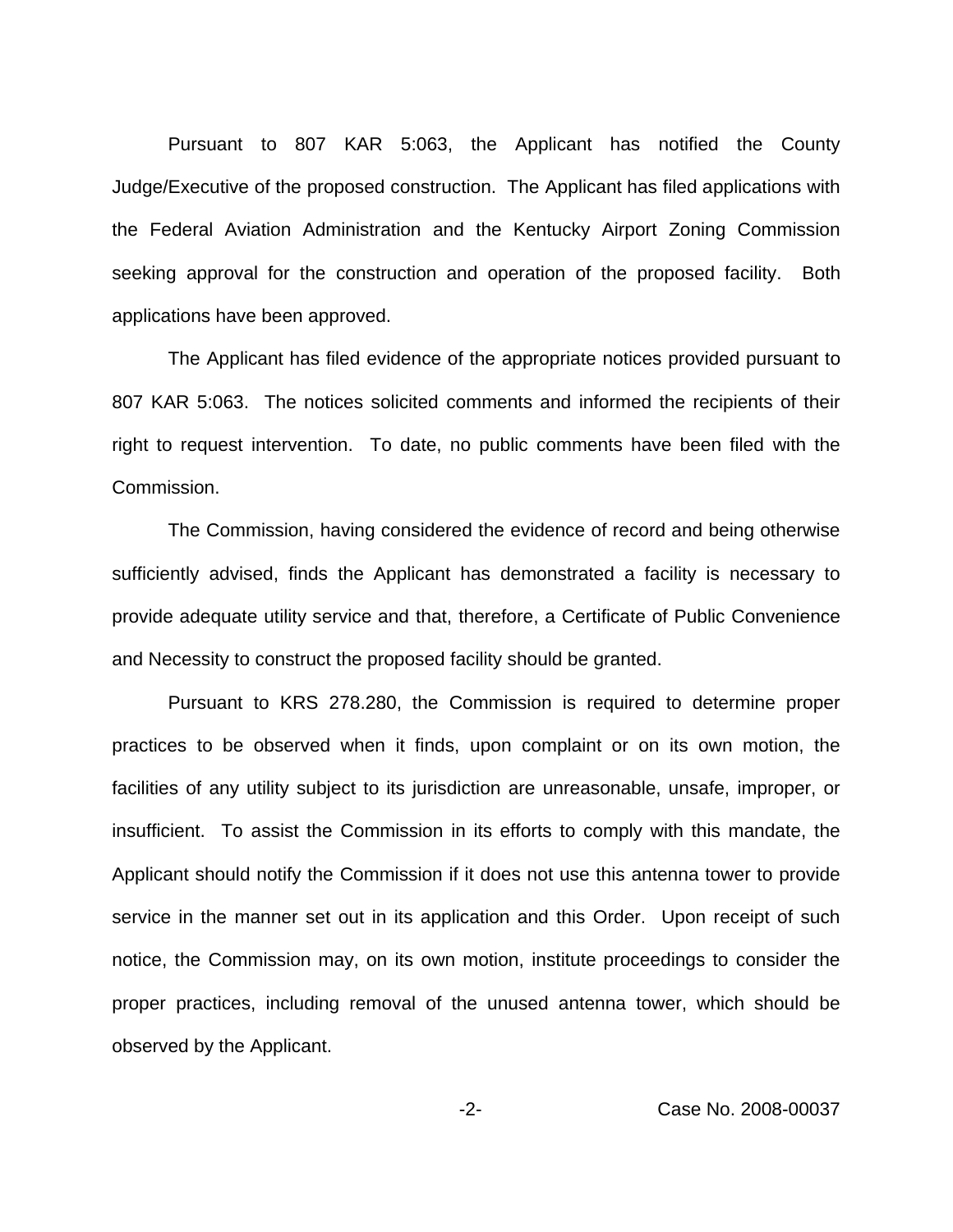Pursuant to 807 KAR 5:063, the Applicant has notified the County Judge/Executive of the proposed construction. The Applicant has filed applications with the Federal Aviation Administration and the Kentucky Airport Zoning Commission seeking approval for the construction and operation of the proposed facility. Both applications have been approved.

The Applicant has filed evidence of the appropriate notices provided pursuant to 807 KAR 5:063. The notices solicited comments and informed the recipients of their right to request intervention. To date, no public comments have been filed with the Commission.

The Commission, having considered the evidence of record and being otherwise sufficiently advised, finds the Applicant has demonstrated a facility is necessary to provide adequate utility service and that, therefore, a Certificate of Public Convenience and Necessity to construct the proposed facility should be granted.

Pursuant to KRS 278.280, the Commission is required to determine proper practices to be observed when it finds, upon complaint or on its own motion, the facilities of any utility subject to its jurisdiction are unreasonable, unsafe, improper, or insufficient. To assist the Commission in its efforts to comply with this mandate, the Applicant should notify the Commission if it does not use this antenna tower to provide service in the manner set out in its application and this Order. Upon receipt of such notice, the Commission may, on its own motion, institute proceedings to consider the proper practices, including removal of the unused antenna tower, which should be observed by the Applicant.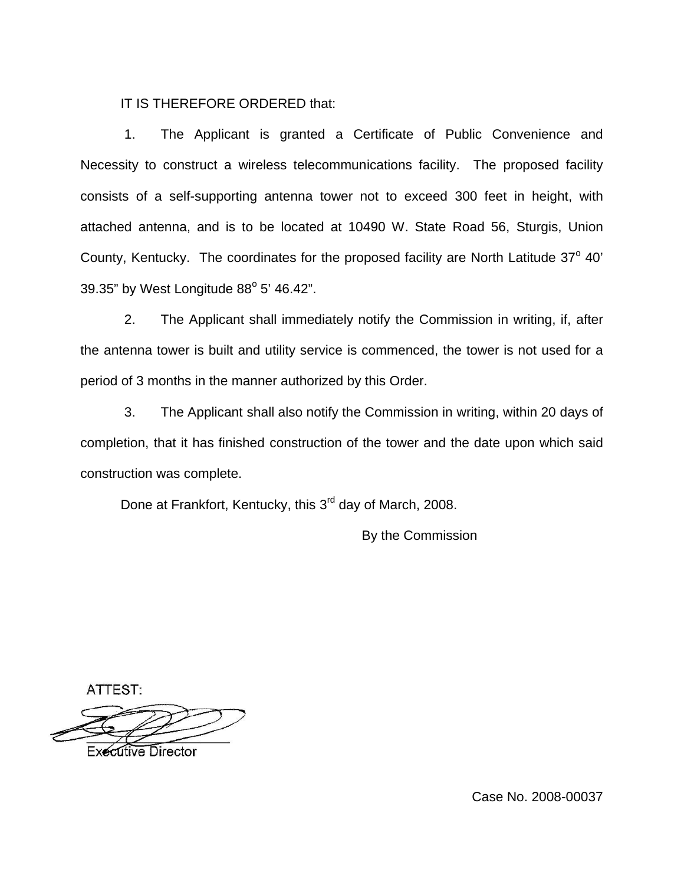IT IS THEREFORE ORDERED that:

1. The Applicant is granted a Certificate of Public Convenience and Necessity to construct a wireless telecommunications facility. The proposed facility consists of a self-supporting antenna tower not to exceed 300 feet in height, with attached antenna, and is to be located at 10490 W. State Road 56, Sturgis, Union County, Kentucky. The coordinates for the proposed facility are North Latitude 37$^{o}$ 40' 39.35" by West Longitude 88$^{o}$ 5' 46.42".

2. The Applicant shall immediately notify the Commission in writing, if, after the antenna tower is built and utility service is commenced, the tower is not used for a period of 3 months in the manner authorized by this Order.

3. The Applicant shall also notify the Commission in writing, within 20 days of completion, that it has finished construction of the tower and the date upon which said construction was complete.

Done at Frankfort, Kentucky, this 3rd day of March, 2008.

By the Commission

ATTEST:

Executive Director

Case No. 2008-00037